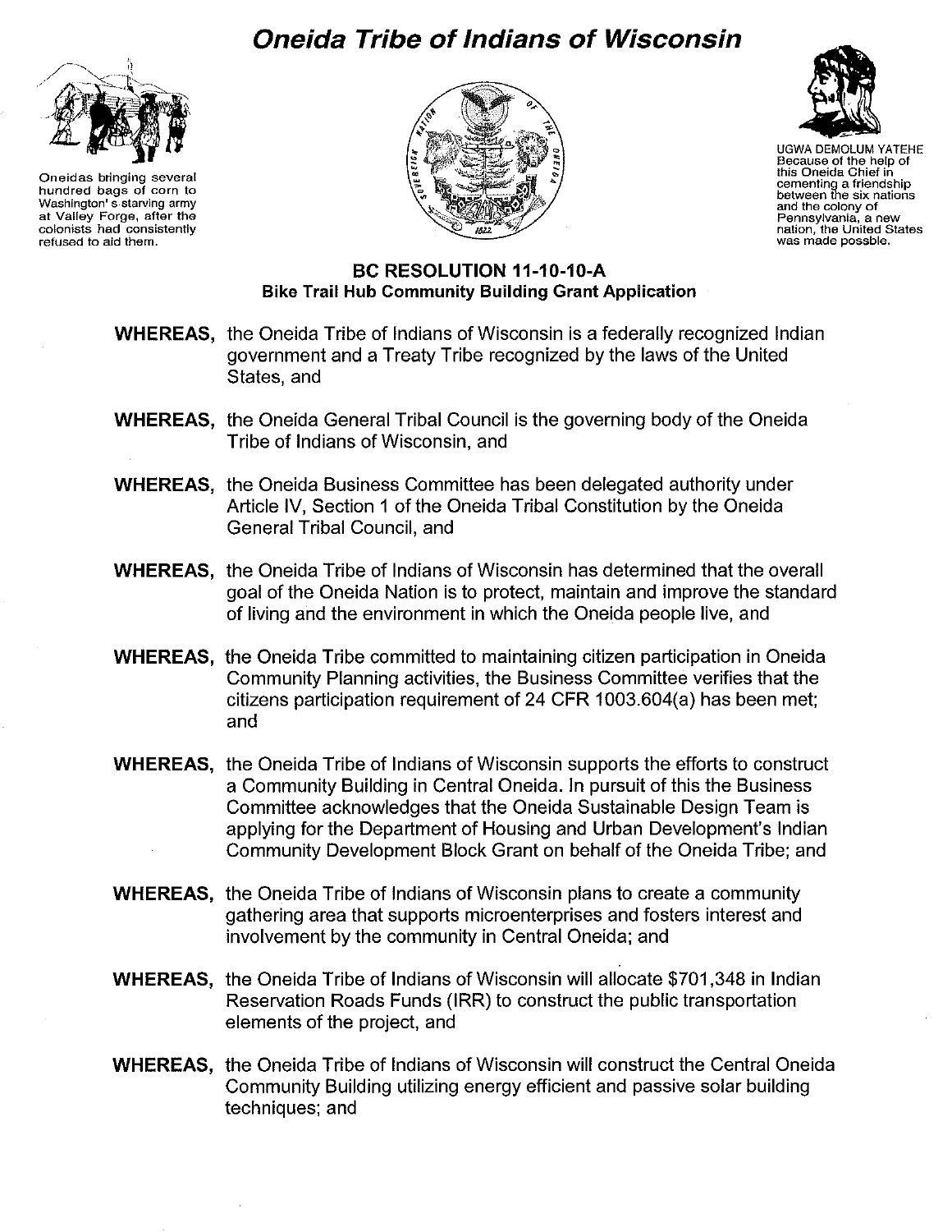# Oneida Tribe of Indians of Wisconsin

Oneidas bringing several hundred bags of corn to Washington's starving army at Valley Forge, after the colonists had consistently refused to aid them.

UGWA DEMOLUM YATEHE
Because of the help of this Oneida Chief in cementing a friendship between the six nations and the colony of Pennsylvania, a new nation, the United States was made possble.

## BC RESOLUTION 11-10-10-A
### Bike Trail Hub Community Building Grant Application

**WHEREAS,** the Oneida Tribe of Indians of Wisconsin is a federally recognized Indian government and a Treaty Tribe recognized by the laws of the United States, and

**WHEREAS,** the Oneida General Tribal Council is the governing body of the Oneida Tribe of Indians of Wisconsin, and

**WHEREAS,** the Oneida Business Committee has been delegated authority under Article IV, Section 1 of the Oneida Tribal Constitution by the Oneida General Tribal Council, and

**WHEREAS,** the Oneida Tribe of Indians of Wisconsin has determined that the overall goal of the Oneida Nation is to protect, maintain and improve the standard of living and the environment in which the Oneida people live, and

**WHEREAS,** the Oneida Tribe committed to maintaining citizen participation in Oneida Community Planning activities, the Business Committee verifies that the citizens participation requirement of 24 CFR 1003.604(a) has been met; and

**WHEREAS,** the Oneida Tribe of Indians of Wisconsin supports the efforts to construct a Community Building in Central Oneida. In pursuit of this the Business Committee acknowledges that the Oneida Sustainable Design Team is applying for the Department of Housing and Urban Development's Indian Community Development Block Grant on behalf of the Oneida Tribe; and

**WHEREAS,** the Oneida Tribe of Indians of Wisconsin plans to create a community gathering area that supports microenterprises and fosters interest and involvement by the community in Central Oneida; and

**WHEREAS,** the Oneida Tribe of Indians of Wisconsin will allocate $701,348 in Indian Reservation Roads Funds (IRR) to construct the public transportation elements of the project, and

**WHEREAS,** the Oneida Tribe of Indians of Wisconsin will construct the Central Oneida Community Building utilizing energy efficient and passive solar building techniques; and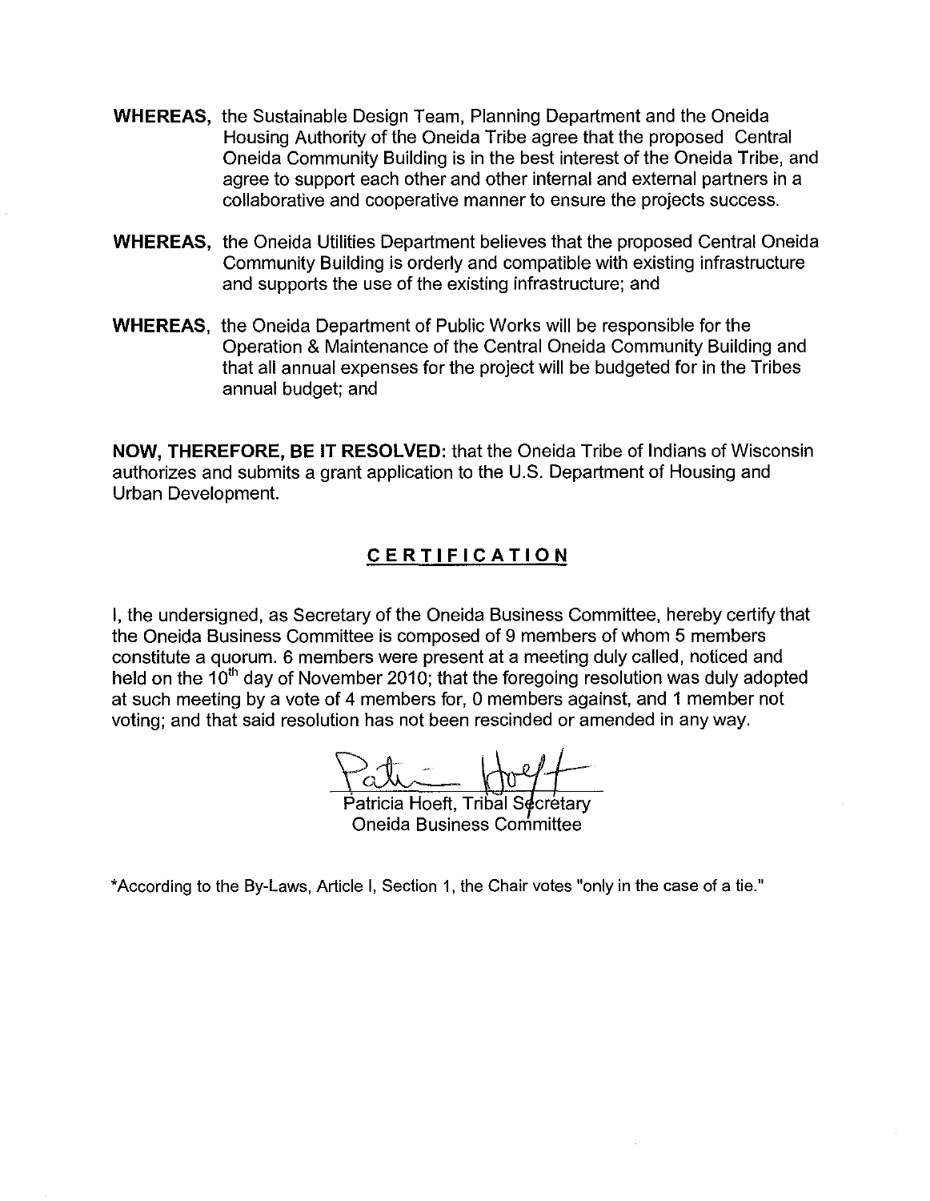**WHEREAS,** the Sustainable Design Team, Planning Department and the Oneida Housing Authority of the Oneida Tribe agree that the proposed Central Oneida Community Building is in the best interest of the Oneida Tribe, and agree to support each other and other internal and external partners in a collaborative and cooperative manner to ensure the projects success.

**WHEREAS,** the Oneida Utilities Department believes that the proposed Central Oneida Community Building is orderly and compatible with existing infrastructure and supports the use of the existing infrastructure; and

**WHEREAS,** the Oneida Department of Public Works will be responsible for the Operation & Maintenance of the Central Oneida Community Building and that all annual expenses for the project will be budgeted for in the Tribes annual budget; and

**NOW, THEREFORE, BE IT RESOLVED:** that the Oneida Tribe of Indians of Wisconsin authorizes and submits a grant application to the U.S. Department of Housing and Urban Development.

## CERTIFICATION

I, the undersigned, as Secretary of the Oneida Business Committee, hereby certify that the Oneida Business Committee is composed of 9 members of whom 5 members constitute a quorum. 6 members were present at a meeting duly called, noticed and held on the 10th day of November 2010; that the foregoing resolution was duly adopted at such meeting by a vote of 4 members for, 0 members against, and 1 member not voting; and that said resolution has not been rescinded or amended in any way.

Patricia Hoeft, Tribal Secretary
Oneida Business Committee

*According to the By-Laws, Article I, Section 1, the Chair votes "only in the case of a tie."